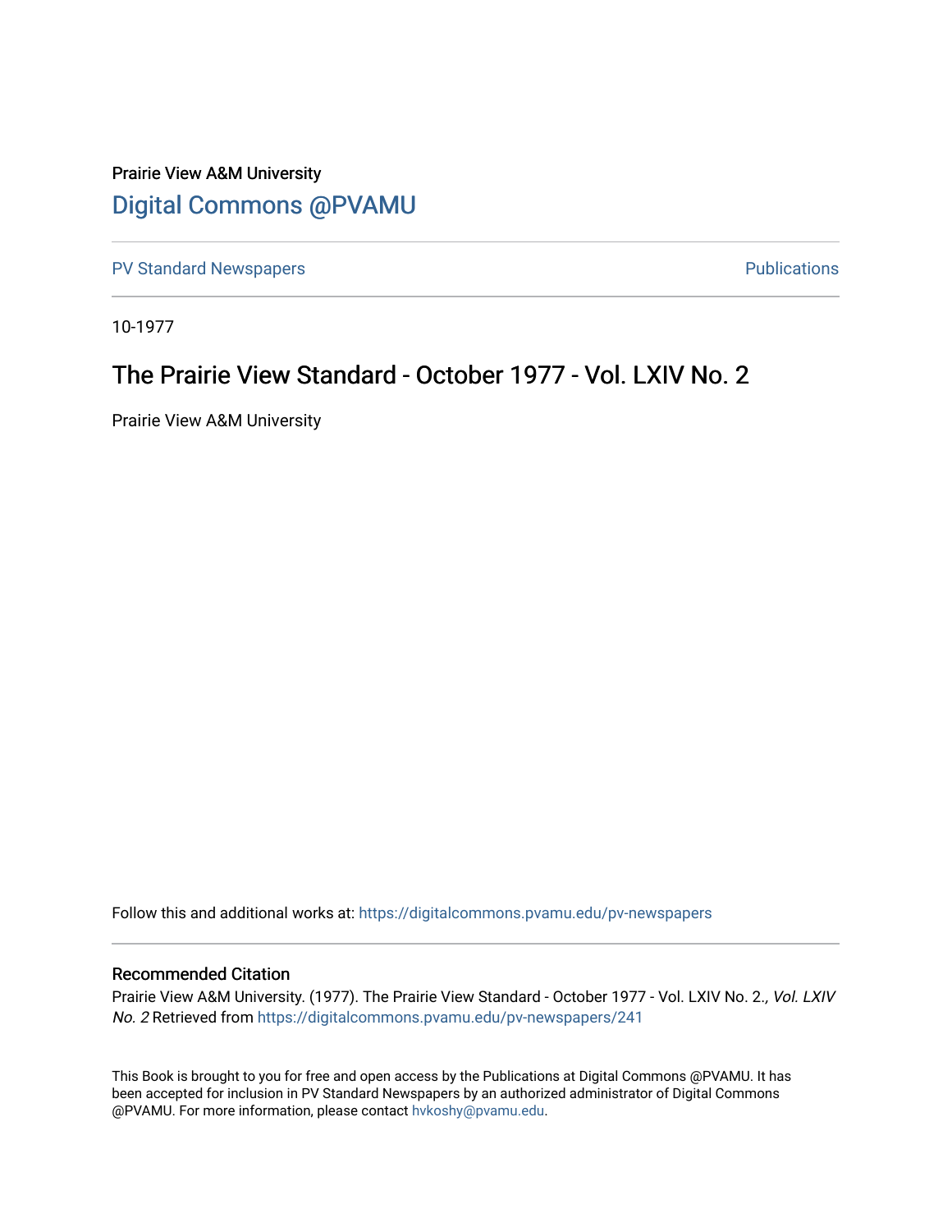Prairie View A&M University

# Digital Commons @PVAMU

PV Standard Newspapers | Publications

10-1977

## The Prairie View Standard - October 1977 - Vol. LXIV No. 2

Prairie View A&M University

Follow this and additional works at: https://digitalcommons.pvamu.edu/pv-newspapers

### Recommended Citation

Prairie View A&M University. (1977). The Prairie View Standard - October 1977 - Vol. LXIV No. 2., *Vol. LXIV No. 2* Retrieved from https://digitalcommons.pvamu.edu/pv-newspapers/241

This Book is brought to you for free and open access by the Publications at Digital Commons @PVAMU. It has been accepted for inclusion in PV Standard Newspapers by an authorized administrator of Digital Commons @PVAMU. For more information, please contact hvkoshy@pvamu.edu.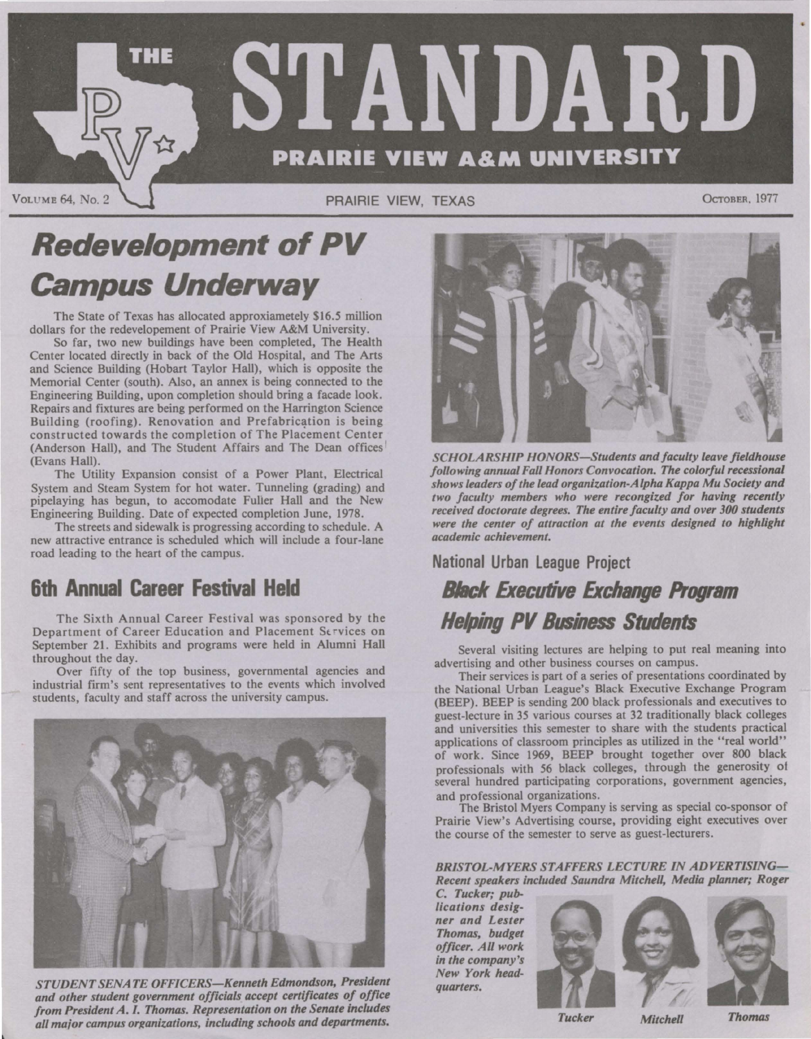# THE STANDARD

**PRAIRIE VIEW A&M UNIVERSITY**

VOLUME 64, No. 2 — PRAIRIE VIEW, TEXAS — OCTOBER, 1977

## Redevelopment of PV Campus Underway

The State of Texas has allocated approxiametely $16.5 million dollars for the redevelopement of Prairie View A&M University.

So far, two new buildings have been completed, The Health Center located directly in back of the Old Hospital, and The Arts and Science Building (Hobart Taylor Hall), which is opposite the Memorial Center (south). Also, an annex is being connected to the Engineering Building, upon completion should bring a facade look. Repairs and fixtures are being performed on the Harrington Science Building (roofing). Renovation and Prefabrication is being constructed towards the completion of The Placement Center (Anderson Hall), and The Student Affairs and The Dean offices (Evans Hall).

The Utility Expansion consist of a Power Plant, Electrical System and Steam System for hot water. Tunneling (grading) and pipelaying has begun, to accomodate Fuller Hall and the New Engineering Building. Date of expected completion June, 1978.

The streets and sidewalk is progressing according to schedule. A new attractive entrance is scheduled which will include a four-lane road leading to the heart of the campus.

## 6th Annual Career Festival Held

The Sixth Annual Career Festival was sponsored by the Department of Career Education and Placement Services on September 21. Exhibits and programs were held in Alumni Hall throughout the day.

Over fifty of the top business, governmental agencies and industrial firm's sent representatives to the events which involved students, faculty and staff across the university campus.

*STUDENT SENATE OFFICERS—Kenneth Edmondson, President and other student government officials accept certificates of office from President A. I. Thomas. Representation on the Senate includes all major campus organizations, including schools and departments.*

*SCHOLARSHIP HONORS—Students and faculty leave fieldhouse following annual Fall Honors Convocation. The colorful recessional shows leaders of the lead organization-Alpha Kappa Mu Society and two faculty members who were recongized for having recently received doctorate degrees. The entire faculty and over 300 students were the center of attraction at the events designed to highlight academic achievement.*

### National Urban League Project

## Black Executive Exchange Program Helping PV Business Students

Several visiting lectures are helping to put real meaning into advertising and other business courses on campus.

Their services is part of a series of presentations coordinated by the National Urban League's Black Executive Exchange Program (BEEP). BEEP is sending 200 black professionals and executives to guest-lecture in 35 various courses at 32 traditionally black colleges and universities this semester to share with the students practical applications of classroom principles as utilized in the "real world" of work. Since 1969, BEEP brought together over 800 black professionals with 56 black colleges, through the generosity of several hundred participating corporations, government agencies, and professional organizations.

The Bristol Myers Company is serving as special co-sponsor of Prairie View's Advertising course, providing eight executives over the course of the semester to serve as guest-lecturers.

*BRISTOL-MYERS STAFFERS LECTURE IN ADVERTISING—Recent speakers included Saundra Mitchell, Media planner; Roger C. Tucker; publications designer and Lester Thomas, budget officer. All work in the company's New York headquarters.*

*Tucker* *Mitchell* *Thomas*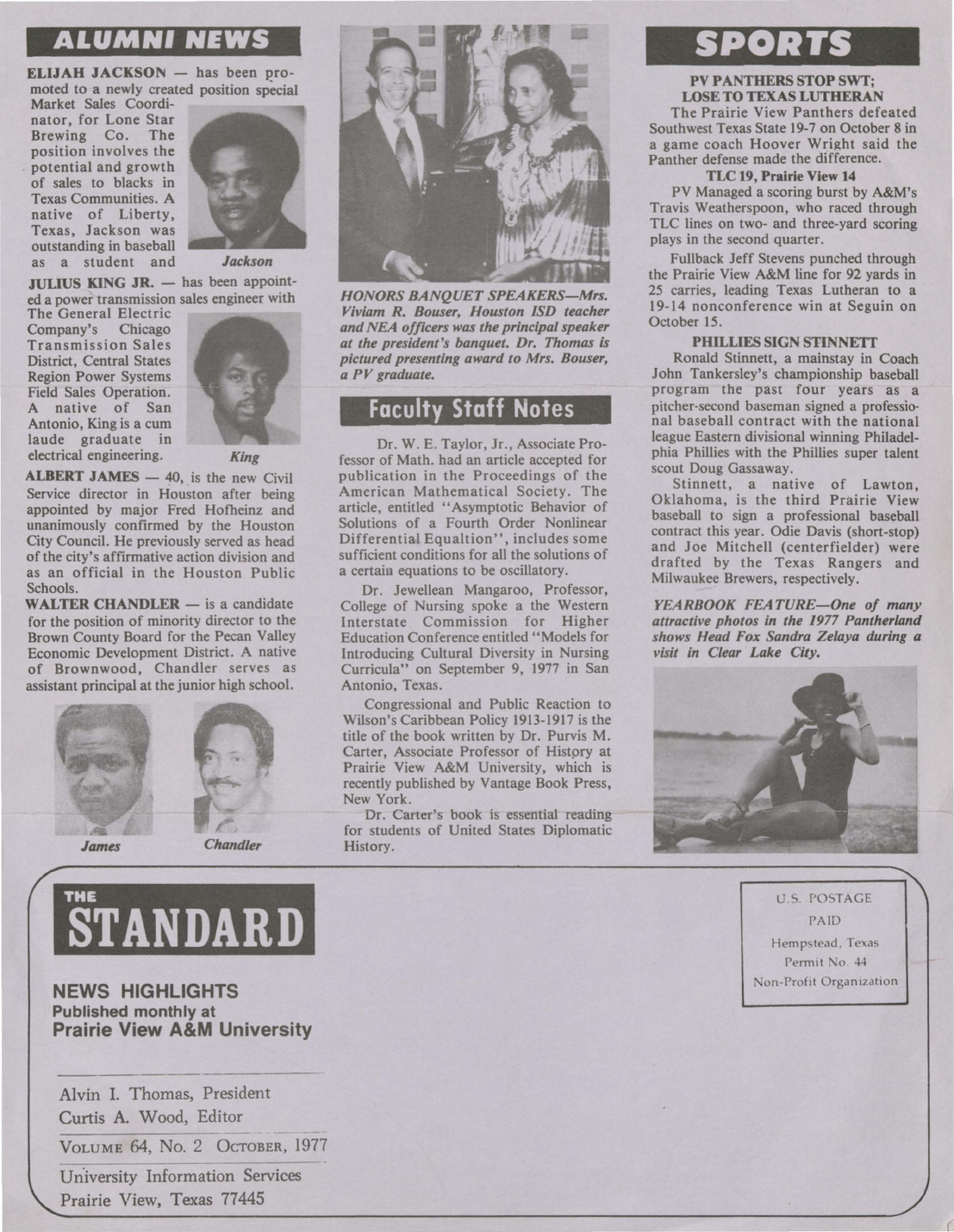## ALUMNI NEWS

**ELIJAH JACKSON** — has been promoted to a newly created position special Market Sales Coordinator, for Lone Star Brewing Co. The position involves the potential and growth of sales to blacks in Texas Communities. A native of Liberty, Texas, Jackson was outstanding in baseball as a student and

*Jackson*

**JULIUS KING JR.** — has been appointed a power transmission sales engineer with The General Electric Company's Chicago Transmission Sales District, Central States Region Power Systems Field Sales Operation. A native of San Antonio, King is a cum laude graduate in electrical engineering.

*King*

**ALBERT JAMES** — 40, is the new Civil Service director in Houston after being appointed by major Fred Hofheinz and unanimously confirmed by the Houston City Council. He previously served as head of the city's affirmative action division and as an official in the Houston Public Schools.

**WALTER CHANDLER** — is a candidate for the position of minority director to the Brown County Board for the Pecan Valley Economic Development District. A native of Brownwood, Chandler serves as assistant principal at the junior high school.

*James*

*Chandler*

*HONORS BANQUET SPEAKERS—Mrs. Viviam R. Bouser, Houston ISD teacher and NEA officers was the principal speaker at the president's banquet. Dr. Thomas is pictured presenting award to Mrs. Bouser, a PV graduate.*

## Faculty Staff Notes

Dr. W. E. Taylor, Jr., Associate Professor of Math. had an article accepted for publication in the Proceedings of the American Mathematical Society. The article, entitled "Asymptotic Behavior of Solutions of a Fourth Order Nonlinear Differential Equaltion", includes some sufficient conditions for all the solutions of a certain equations to be oscillatory.

Dr. Jewellean Mangaroo, Professor, College of Nursing spoke a the Western Interstate Commission for Higher Education Conference entitled "Models for Introducing Cultural Diversity in Nursing Curricula" on September 9, 1977 in San Antonio, Texas.

Congressional and Public Reaction to Wilson's Caribbean Policy 1913-1917 is the title of the book written by Dr. Purvis M. Carter, Associate Professor of History at Prairie View A&M University, which is recently published by Vantage Book Press, New York.

Dr. Carter's book is essential reading for students of United States Diplomatic History.

## SPORTS

### PV PANTHERS STOP SWT; LOSE TO TEXAS LUTHERAN

The Prairie View Panthers defeated Southwest Texas State 19-7 on October 8 in a game coach Hoover Wright said the Panther defense made the difference.

**TLC 19, Prairie View 14**

PV Managed a scoring burst by A&M's Travis Weatherspoon, who raced through TLC lines on two- and three-yard scoring plays in the second quarter.

Fullback Jeff Stevens punched through the Prairie View A&M line for 92 yards in 25 carries, leading Texas Lutheran to a 19-14 nonconference win at Seguin on October 15.

### PHILLIES SIGN STINNETT

Ronald Stinnett, a mainstay in Coach John Tankersley's championship baseball program the past four years as a pitcher-second baseman signed a professional baseball contract with the national league Eastern divisional winning Philadelphia Phillies with the Phillies super talent scout Doug Gassaway.

Stinnett, a native of Lawton, Oklahoma, is the third Prairie View baseball to sign a professional baseball contract this year. Odie Davis (short-stop) and Joe Mitchell (centerfielder) were drafted by the Texas Rangers and Milwaukee Brewers, respectively.

*YEARBOOK FEATURE—One of many attractive photos in the 1977 Pantherland shows Head Fox Sandra Zelaya during a visit in Clear Lake City.*

# THE STANDARD

**NEWS HIGHLIGHTS**
**Published monthly at**
**Prairie View A&M University**

Alvin I. Thomas, President
Curtis A. Wood, Editor

VOLUME 64, No. 2 OCTOBER, 1977

University Information Services
Prairie View, Texas 77445

U.S. POSTAGE
PAID
Hempstead, Texas
Permit No. 44
Non-Profit Organization